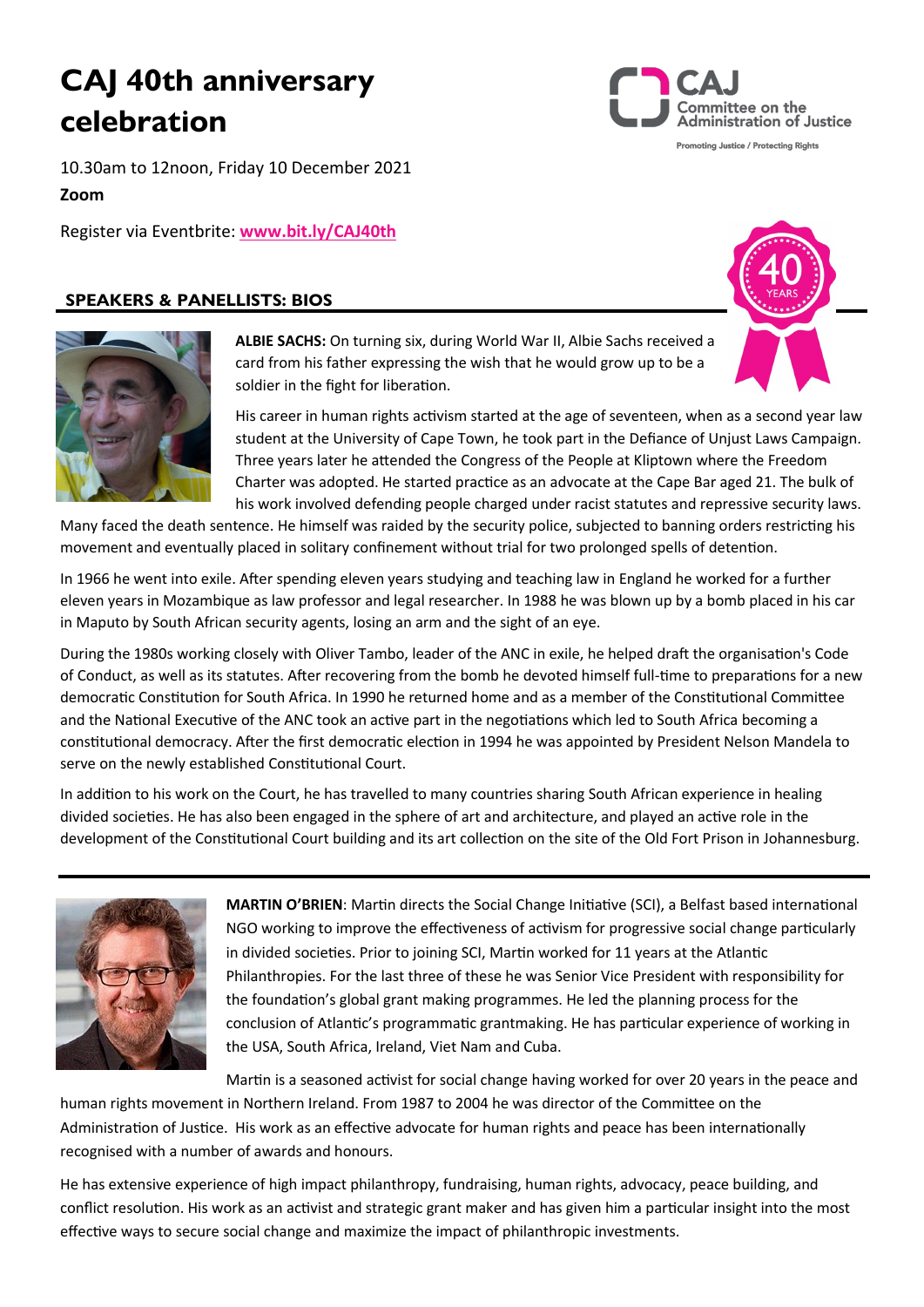# CAJ 40th anniversary celebration

10.30am to 12noon, Friday 10 December 2021

**Zoom**

Register via Eventbrite: **www.bit.ly/CAJ40th**

## SPEAKERS & PANELLISTS: BIOS

**ALBIE SACHS:** On turning six, during World War II, Albie Sachs received a card from his father expressing the wish that he would grow up to be a soldier in the fight for liberation.

His career in human rights activism started at the age of seventeen, when as a second year law student at the University of Cape Town, he took part in the Defiance of Unjust Laws Campaign. Three years later he attended the Congress of the People at Kliptown where the Freedom Charter was adopted. He started practice as an advocate at the Cape Bar aged 21. The bulk of his work involved defending people charged under racist statutes and repressive security laws. Many faced the death sentence. He himself was raided by the security police, subjected to banning orders restricting his movement and eventually placed in solitary confinement without trial for two prolonged spells of detention.

In 1966 he went into exile. After spending eleven years studying and teaching law in England he worked for a further eleven years in Mozambique as law professor and legal researcher. In 1988 he was blown up by a bomb placed in his car in Maputo by South African security agents, losing an arm and the sight of an eye.

During the 1980s working closely with Oliver Tambo, leader of the ANC in exile, he helped draft the organisation's Code of Conduct, as well as its statutes. After recovering from the bomb he devoted himself full-time to preparations for a new democratic Constitution for South Africa. In 1990 he returned home and as a member of the Constitutional Committee and the National Executive of the ANC took an active part in the negotiations which led to South Africa becoming a constitutional democracy. After the first democratic election in 1994 he was appointed by President Nelson Mandela to serve on the newly established Constitutional Court.

In addition to his work on the Court, he has travelled to many countries sharing South African experience in healing divided societies. He has also been engaged in the sphere of art and architecture, and played an active role in the development of the Constitutional Court building and its art collection on the site of the Old Fort Prison in Johannesburg.

---

**MARTIN O'BRIEN**: Martin directs the Social Change Initiative (SCI), a Belfast based international NGO working to improve the effectiveness of activism for progressive social change particularly in divided societies. Prior to joining SCI, Martin worked for 11 years at the Atlantic Philanthropies. For the last three of these he was Senior Vice President with responsibility for the foundation's global grant making programmes. He led the planning process for the conclusion of Atlantic's programmatic grantmaking. He has particular experience of working in the USA, South Africa, Ireland, Viet Nam and Cuba.

Martin is a seasoned activist for social change having worked for over 20 years in the peace and human rights movement in Northern Ireland. From 1987 to 2004 he was director of the Committee on the Administration of Justice. His work as an effective advocate for human rights and peace has been internationally recognised with a number of awards and honours.

He has extensive experience of high impact philanthropy, fundraising, human rights, advocacy, peace building, and conflict resolution. His work as an activist and strategic grant maker and has given him a particular insight into the most effective ways to secure social change and maximize the impact of philanthropic investments.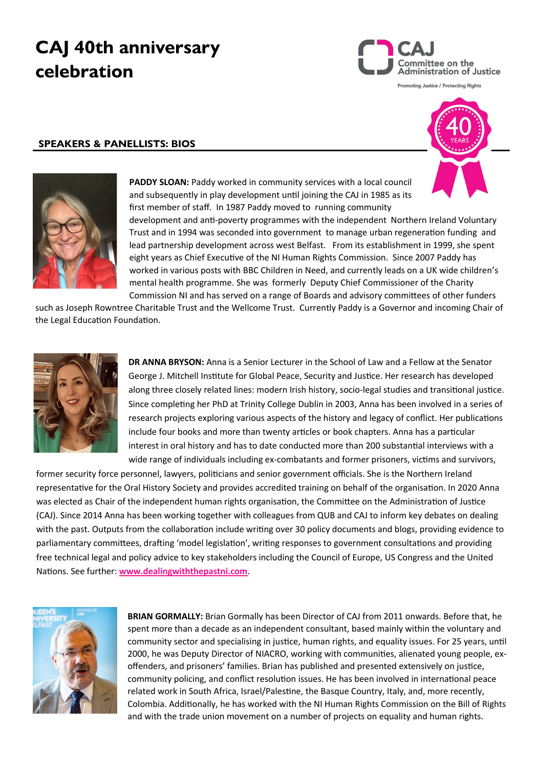# CAJ 40th anniversary celebration

## SPEAKERS & PANELLISTS: BIOS

**PADDY SLOAN:** Paddy worked in community services with a local council and subsequently in play development until joining the CAJ in 1985 as its first member of staff. In 1987 Paddy moved to running community development and anti-poverty programmes with the independent Northern Ireland Voluntary Trust and in 1994 was seconded into government to manage urban regeneration funding and lead partnership development across west Belfast. From its establishment in 1999, she spent eight years as Chief Executive of the NI Human Rights Commission. Since 2007 Paddy has worked in various posts with BBC Children in Need, and currently leads on a UK wide children's mental health programme. She was formerly Deputy Chief Commissioner of the Charity Commission NI and has served on a range of Boards and advisory committees of other funders such as Joseph Rowntree Charitable Trust and the Wellcome Trust. Currently Paddy is a Governor and incoming Chair of the Legal Education Foundation.

**DR ANNA BRYSON:** Anna is a Senior Lecturer in the School of Law and a Fellow at the Senator George J. Mitchell Institute for Global Peace, Security and Justice. Her research has developed along three closely related lines: modern Irish history, socio-legal studies and transitional justice. Since completing her PhD at Trinity College Dublin in 2003, Anna has been involved in a series of research projects exploring various aspects of the history and legacy of conflict. Her publications include four books and more than twenty articles or book chapters. Anna has a particular interest in oral history and has to date conducted more than 200 substantial interviews with a wide range of individuals including ex-combatants and former prisoners, victims and survivors, former security force personnel, lawyers, politicians and senior government officials. She is the Northern Ireland representative for the Oral History Society and provides accredited training on behalf of the organisation. In 2020 Anna was elected as Chair of the independent human rights organisation, the Committee on the Administration of Justice (CAJ). Since 2014 Anna has been working together with colleagues from QUB and CAJ to inform key debates on dealing with the past. Outputs from the collaboration include writing over 30 policy documents and blogs, providing evidence to parliamentary committees, drafting 'model legislation', writing responses to government consultations and providing free technical legal and policy advice to key stakeholders including the Council of Europe, US Congress and the United Nations. See further: **www.dealingwiththepastni.com**.

**BRIAN GORMALLY:** Brian Gormally has been Director of CAJ from 2011 onwards. Before that, he spent more than a decade as an independent consultant, based mainly within the voluntary and community sector and specialising in justice, human rights, and equality issues. For 25 years, until 2000, he was Deputy Director of NIACRO, working with communities, alienated young people, ex-offenders, and prisoners' families. Brian has published and presented extensively on justice, community policing, and conflict resolution issues. He has been involved in international peace related work in South Africa, Israel/Palestine, the Basque Country, Italy, and, more recently, Colombia. Additionally, he has worked with the NI Human Rights Commission on the Bill of Rights and with the trade union movement on a number of projects on equality and human rights.